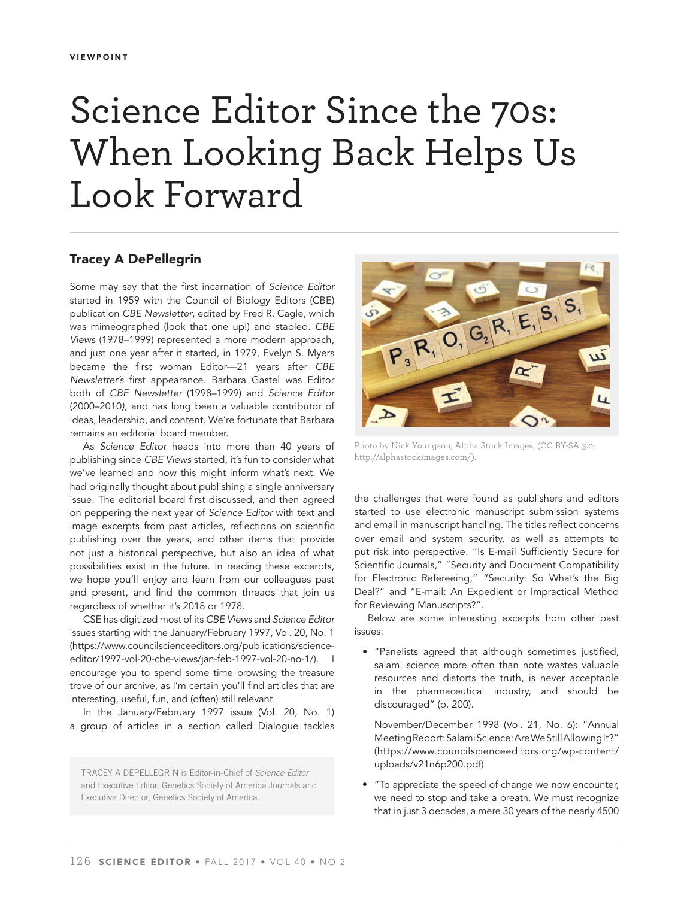VIEWPOINT

# Science Editor Since the 70s: When Looking Back Helps Us Look Forward

## Tracey A DePellegrin

Some may say that the first incarnation of *Science Editor* started in 1959 with the Council of Biology Editors (CBE) publication *CBE Newsletter*, edited by Fred R. Cagle, which was mimeographed (look that one up!) and stapled. *CBE Views* (1978–1999) represented a more modern approach, and just one year after it started, in 1979, Evelyn S. Myers became the first woman Editor—21 years after *CBE Newsletter's* first appearance. Barbara Gastel was Editor both of *CBE Newsletter* (1998–1999) and *Science Editor* (2000–2010), and has long been a valuable contributor of ideas, leadership, and content. We're fortunate that Barbara remains an editorial board member.

As *Science Editor* heads into more than 40 years of publishing since *CBE Views* started, it's fun to consider what we've learned and how this might inform what's next. We had originally thought about publishing a single anniversary issue. The editorial board first discussed, and then agreed on peppering the next year of *Science Editor* with text and image excerpts from past articles, reflections on scientific publishing over the years, and other items that provide not just a historical perspective, but also an idea of what possibilities exist in the future. In reading these excerpts, we hope you'll enjoy and learn from our colleagues past and present, and find the common threads that join us regardless of whether it's 2018 or 1978.

CSE has digitized most of its *CBE Views* and *Science Editor* issues starting with the January/February 1997, Vol. 20, No. 1 (https://www.councilscienceeditors.org/publications/science-editor/1997-vol-20-cbe-views/jan-feb-1997-vol-20-no-1/). I encourage you to spend some time browsing the treasure trove of our archive, as I'm certain you'll find articles that are interesting, useful, fun, and (often) still relevant.

In the January/February 1997 issue (Vol. 20, No. 1) a group of articles in a section called Dialogue tackles the challenges that were found as publishers and editors started to use electronic manuscript submission systems and email in manuscript handling. The titles reflect concerns over email and system security, as well as attempts to put risk into perspective. "Is E-mail Sufficiently Secure for Scientific Journals," "Security and Document Compatibility for Electronic Refereeing," "Security: So What's the Big Deal?" and "E-mail: An Expedient or Impractical Method for Reviewing Manuscripts?".

TRACEY A DEPELLEGRIN is Editor-in-Chief of *Science Editor* and Executive Editor, Genetics Society of America Journals and Executive Director, Genetics Society of America.

Photo by Nick Youngson, Alpha Stock Images, (CC BY-SA 3.0; http://alphastockimages.com/).

Below are some interesting excerpts from other past issues:

- "Panelists agreed that although sometimes justified, salami science more often than note wastes valuable resources and distorts the truth, is never acceptable in the pharmaceutical industry, and should be discouraged" (p. 200).

  November/December 1998 (Vol. 21, No. 6): "Annual Meeting Report: Salami Science: Are We Still Allowing It?" (https://www.councilscienceeditors.org/wp-content/uploads/v21n6p200.pdf)

- "To appreciate the speed of change we now encounter, we need to stop and take a breath. We must recognize that in just 3 decades, a mere 30 years of the nearly 4500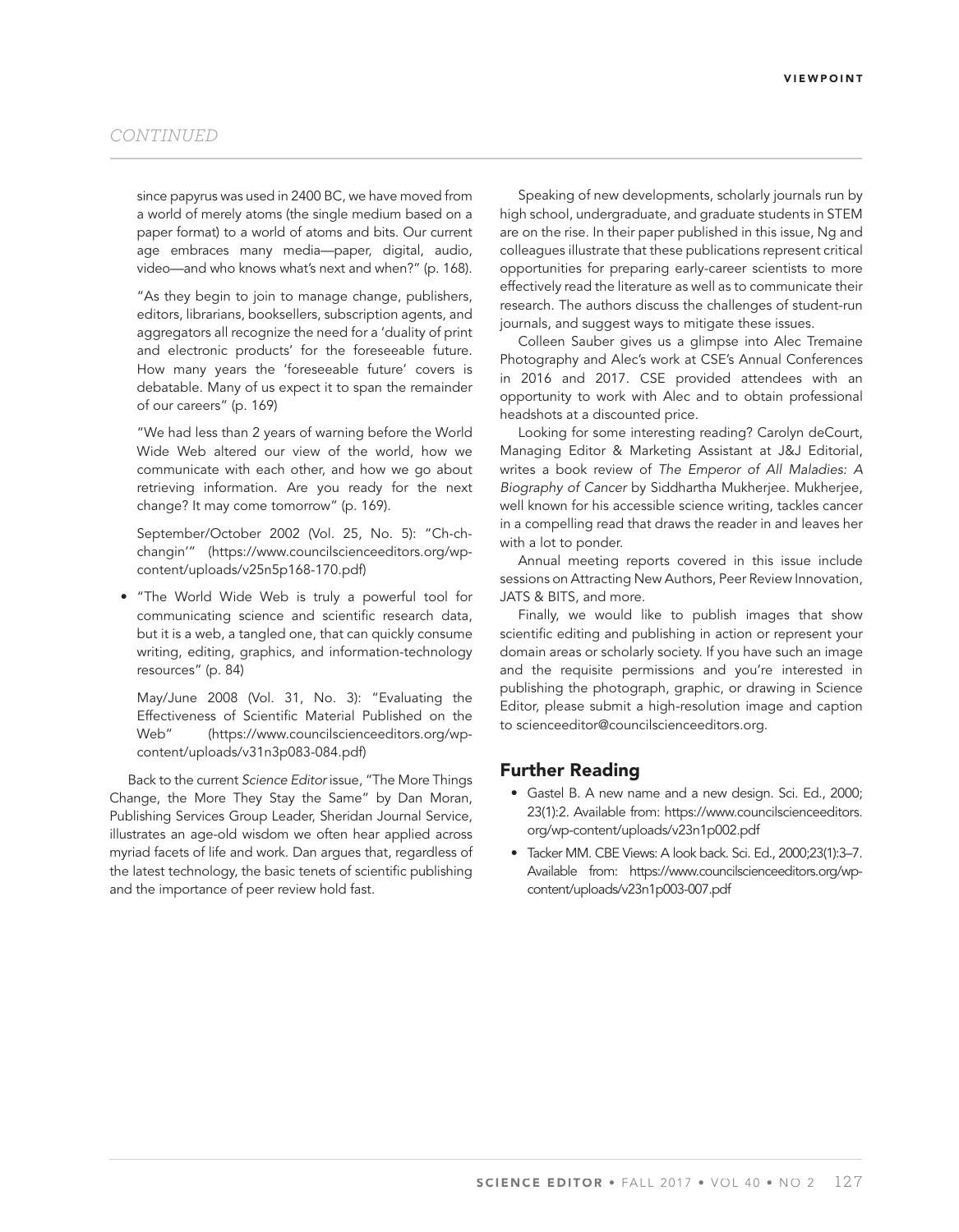*CONTINUED*

since papyrus was used in 2400 BC, we have moved from a world of merely atoms (the single medium based on a paper format) to a world of atoms and bits. Our current age embraces many media—paper, digital, audio, video—and who knows what's next and when?" (p. 168).

"As they begin to join to manage change, publishers, editors, librarians, booksellers, subscription agents, and aggregators all recognize the need for a 'duality of print and electronic products' for the foreseeable future. How many years the 'foreseeable future' covers is debatable. Many of us expect it to span the remainder of our careers" (p. 169)

"We had less than 2 years of warning before the World Wide Web altered our view of the world, how we communicate with each other, and how we go about retrieving information. Are you ready for the next change? It may come tomorrow" (p. 169).

September/October 2002 (Vol. 25, No. 5): "Ch-ch-changin'" (https://www.councilscienceeditors.org/wp-content/uploads/v25n5p168-170.pdf)

- "The World Wide Web is truly a powerful tool for communicating science and scientific research data, but it is a web, a tangled one, that can quickly consume writing, editing, graphics, and information-technology resources" (p. 84)

  May/June 2008 (Vol. 31, No. 3): "Evaluating the Effectiveness of Scientific Material Published on the Web" (https://www.councilscienceeditors.org/wp-content/uploads/v31n3p083-084.pdf)

Back to the current *Science Editor* issue, "The More Things Change, the More They Stay the Same" by Dan Moran, Publishing Services Group Leader, Sheridan Journal Service, illustrates an age-old wisdom we often hear applied across myriad facets of life and work. Dan argues that, regardless of the latest technology, the basic tenets of scientific publishing and the importance of peer review hold fast.

Speaking of new developments, scholarly journals run by high school, undergraduate, and graduate students in STEM are on the rise. In their paper published in this issue, Ng and colleagues illustrate that these publications represent critical opportunities for preparing early-career scientists to more effectively read the literature as well as to communicate their research. The authors discuss the challenges of student-run journals, and suggest ways to mitigate these issues.

Colleen Sauber gives us a glimpse into Alec Tremaine Photography and Alec's work at CSE's Annual Conferences in 2016 and 2017. CSE provided attendees with an opportunity to work with Alec and to obtain professional headshots at a discounted price.

Looking for some interesting reading? Carolyn deCourt, Managing Editor & Marketing Assistant at J&J Editorial, writes a book review of *The Emperor of All Maladies: A Biography of Cancer* by Siddhartha Mukherjee. Mukherjee, well known for his accessible science writing, tackles cancer in a compelling read that draws the reader in and leaves her with a lot to ponder.

Annual meeting reports covered in this issue include sessions on Attracting New Authors, Peer Review Innovation, JATS & BITS, and more.

Finally, we would like to publish images that show scientific editing and publishing in action or represent your domain areas or scholarly society. If you have such an image and the requisite permissions and you're interested in publishing the photograph, graphic, or drawing in Science Editor, please submit a high-resolution image and caption to scienceeditor@councilscienceeditors.org.

## Further Reading

- Gastel B. A new name and a new design. Sci. Ed., 2000; 23(1):2. Available from: https://www.councilscienceeditors.org/wp-content/uploads/v23n1p002.pdf
- Tacker MM. CBE Views: A look back. Sci. Ed., 2000;23(1):3–7. Available from: https://www.councilscienceeditors.org/wp-content/uploads/v23n1p003-007.pdf